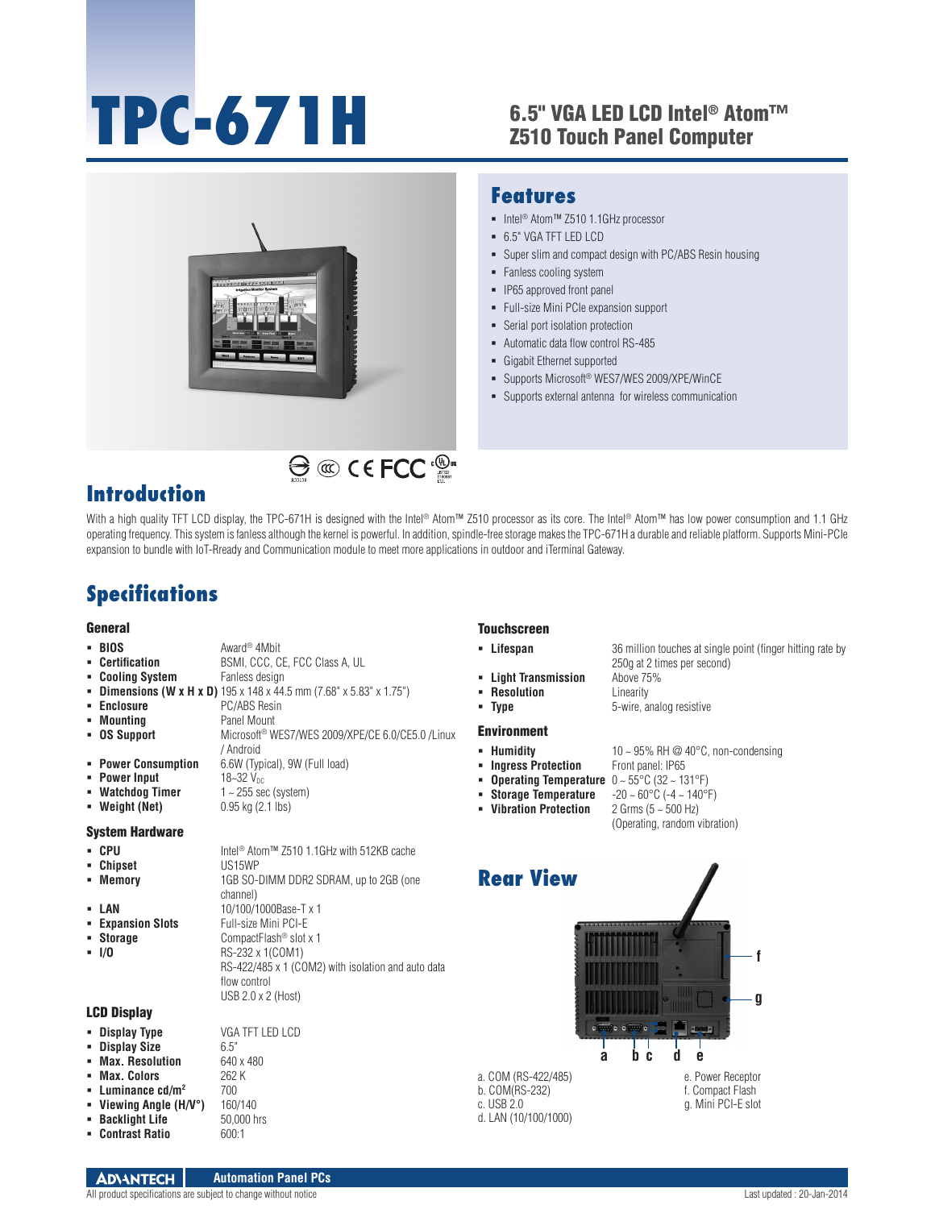# TPC-671H

## 6.5" VGA LED LCD Intel® Atom™ Z510 Touch Panel Computer

## Features

- Intel® Atom™ Z510 1.1GHz processor
- 6.5" VGA TFT LED LCD
- Super slim and compact design with PC/ABS Resin housing
- Fanless cooling system
- IP65 approved front panel
- Full-size Mini PCIe expansion support
- Serial port isolation protection
- Automatic data flow control RS-485
- Gigabit Ethernet supported
- Supports Microsoft® WES7/WES 2009/XPE/WinCE
- Supports external antenna for wireless communication

## Introduction

With a high quality TFT LCD display, the TPC-671H is designed with the Intel® Atom™ Z510 processor as its core. The Intel® Atom™ has low power consumption and 1.1 GHz operating frequency. This system is fanless although the kernel is powerful. In addition, spindle-free storage makes the TPC-671H a durable and reliable platform. Supports Mini-PCIe expansion to bundle with IoT-Ready and Communication module to meet more applications in outdoor and iTerminal Gateway.

## Specifications

### General

- **BIOS**: Award® 4Mbit
- **Certification**: BSMI, CCC, CE, FCC Class A, UL
- **Cooling System**: Fanless design
- **Dimensions (W x H x D)**: 195 x 148 x 44.5 mm (7.68" x 5.83" x 1.75")
- **Enclosure**: PC/ABS Resin
- **Mounting**: Panel Mount
- **OS Support**: Microsoft® WES7/WES 2009/XPE/CE 6.0/CE5.0 /Linux / Android
- **Power Consumption**: 6.6W (Typical), 9W (Full load)
- **Power Input**: 18~32 $V_{DC}$
- **Watchdog Timer**: 1 ~ 255 sec (system)
- **Weight (Net)**: 0.95 kg (2.1 lbs)

### System Hardware

- **CPU**: Intel® Atom™ Z510 1.1GHz with 512KB cache
- **Chipset**: US15WP
- **Memory**: 1GB SO-DIMM DDR2 SDRAM, up to 2GB (one channel)
- **LAN**: 10/100/1000Base-T x 1
- **Expansion Slots**: Full-size Mini PCI-E
- **Storage**: CompactFlash® slot x 1
- **I/O**: RS-232 x 1(COM1)
  RS-422/485 x 1 (COM2) with isolation and auto data flow control
  USB 2.0 x 2 (Host)

### LCD Display

- **Display Type**: VGA TFT LED LCD
- **Display Size**: 6.5"
- **Max. Resolution**: 640 x 480
- **Max. Colors**: 262 K
- **Luminance cd/m²**: 700
- **Viewing Angle (H/V°)**: 160/140
- **Backlight Life**: 50,000 hrs
- **Contrast Ratio**: 600:1

### Touchscreen

- **Lifespan**: 36 million touches at single point (finger hitting rate by 250g at 2 times per second)
- **Light Transmission**: Above 75%
- **Resolution**: Linearity
- **Type**: 5-wire, analog resistive

### Environment

- **Humidity**: 10 ~ 95% RH @ 40°C, non-condensing
- **Ingress Protection**: Front panel: IP65
- **Operating Temperature**: 0 ~ 55°C (32 ~ 131°F)
- **Storage Temperature**: -20 ~ 60°C (-4 ~ 140°F)
- **Vibration Protection**: 2 Grms (5 ~ 500 Hz) (Operating, random vibration)

## Rear View

a. COM (RS-422/485)
b. COM(RS-232)
c. USB 2.0
d. LAN (10/100/1000)
e. Power Receptor
f. Compact Flash
g. Mini PCI-E slot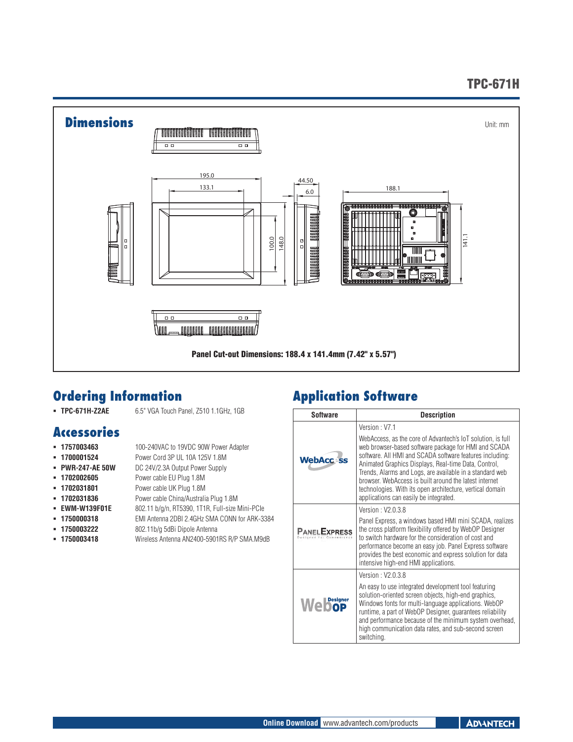## Dimensions

Unit: mm

195.0
133.1
44.50
6.0
188.1
100.0
148.0
141.1

**Panel Cut-out Dimensions: 188.4 x 141.4mm (7.42" x 5.57")**

## Ordering Information

- **TPC-671H-Z2AE** 6.5" VGA Touch Panel, Z510 1.1GHz, 1GB

## Accessories

- **1757003463** 100-240VAC to 19VDC 90W Power Adapter
- **1700001524** Power Cord 3P UL 10A 125V 1.8M
- **PWR-247-AE 50W** DC 24V/2.3A Output Power Supply
- **1702002605** Power cable EU Plug 1.8M
- **1702031801** Power cable UK Plug 1.8M
- **1702031836** Power cable China/Australia Plug 1.8M
- **EWM-W139F01E** 802.11 b/g/n, RT5390, 1T1R, Full-size Mini-PCIe
- **1750000318** EMI Antenna 2DBI 2.4GHz SMA CONN for ARK-3384
- **1750003222** 802.11b/g 5dBi Dipole Antenna
- **1750003418** Wireless Antenna AN2400-5901RS R/P SMA.M9dB

## Application Software

| Software | Description |
|---|---|
| WebAccess | Version : V7.1<br>WebAccess, as the core of Advantech's IoT solution, is full web browser-based software package for HMI and SCADA software. All HMI and SCADA software features including: Animated Graphics Displays, Real-time Data, Control, Trends, Alarms and Logs, are available in a standard web browser. WebAccess is built around the latest internet technologies. With its open architecture, vertical domain applications can easily be integrated. |
| Panel Express | Version : V2.0.3.8<br>Panel Express, a windows based HMI mini SCADA, realizes the cross platform flexibility offered by WebOP Designer to switch hardware for the consideration of cost and performance become an easy job. Panel Express software provides the best economic and express solution for data intensive high-end HMI applications. |
| WebOP Designer | Version : V2.0.3.8<br>An easy to use integrated development tool featuring solution-oriented screen objects, high-end graphics, Windows fonts for multi-language applications. WebOP runtime, a part of WebOP Designer, guarantees reliability and performance because of the minimum system overhead, high communication data rates, and sub-second screen switching. |